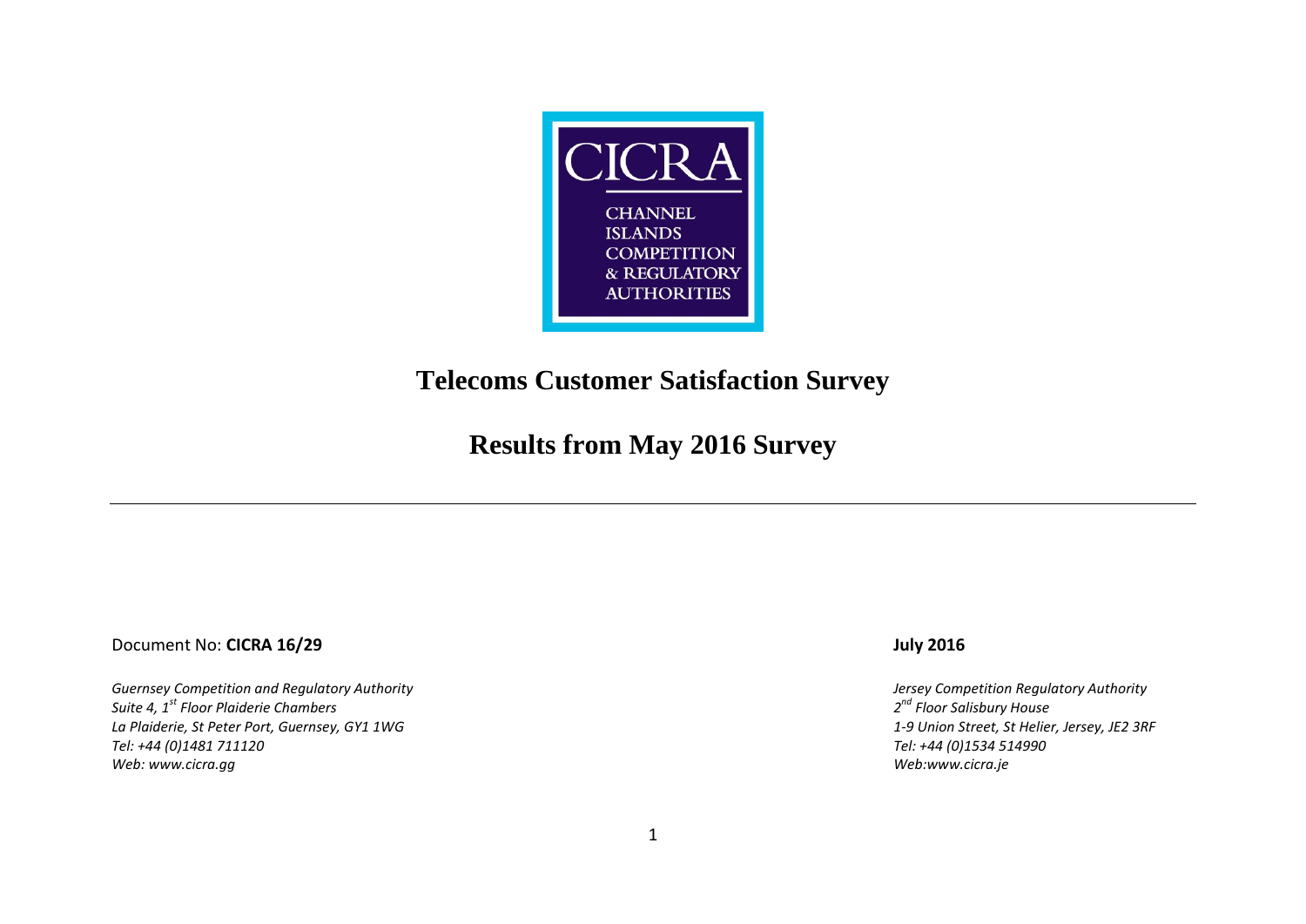CICRA

CHANNEL ISLANDS COMPETITION & REGULATORY AUTHORITIES

# Telecoms Customer Satisfaction Survey

## Results from May 2016 Survey

---

Document No: **CICRA 16/29**

**July 2016**

*Guernsey Competition and Regulatory Authority*
*Suite 4, 1st Floor Plaiderie Chambers*
*La Plaiderie, St Peter Port, Guernsey, GY1 1WG*
*Tel: +44 (0)1481 711120*
*Web: www.cicra.gg*

*Jersey Competition Regulatory Authority*
*2nd Floor Salisbury House*
*1-9 Union Street, St Helier, Jersey, JE2 3RF*
*Tel: +44 (0)1534 514990*
*Web:www.cicra.je*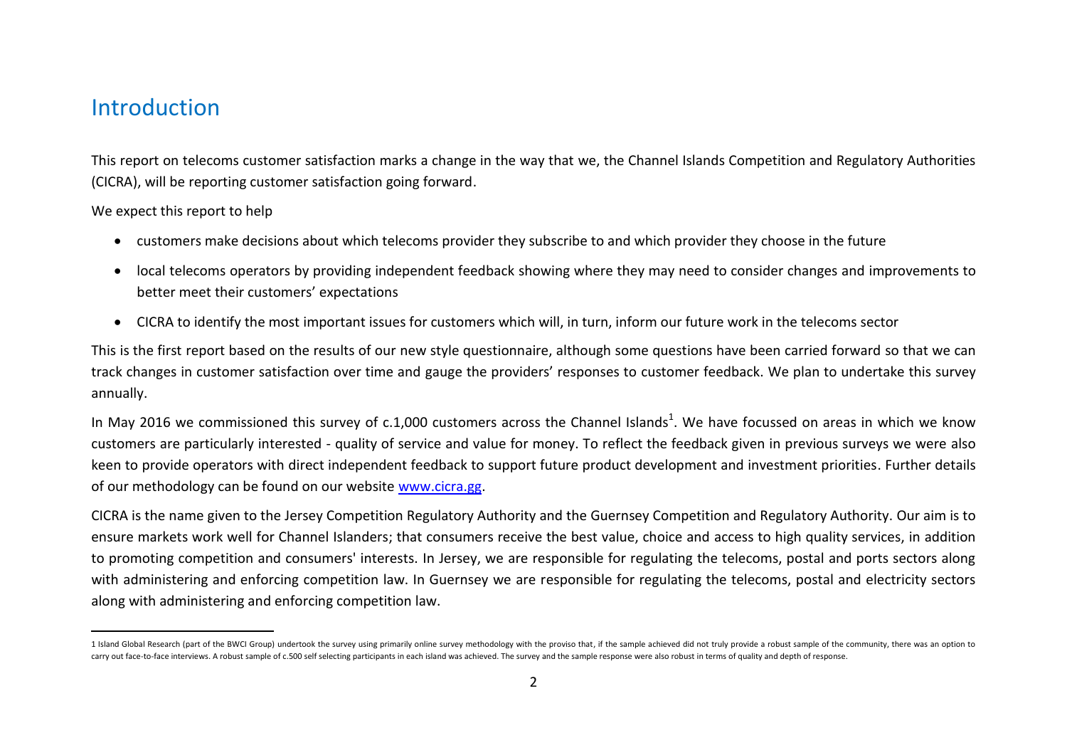## Introduction

This report on telecoms customer satisfaction marks a change in the way that we, the Channel Islands Competition and Regulatory Authorities (CICRA), will be reporting customer satisfaction going forward.

We expect this report to help

- customers make decisions about which telecoms provider they subscribe to and which provider they choose in the future
- local telecoms operators by providing independent feedback showing where they may need to consider changes and improvements to better meet their customers' expectations
- CICRA to identify the most important issues for customers which will, in turn, inform our future work in the telecoms sector

This is the first report based on the results of our new style questionnaire, although some questions have been carried forward so that we can track changes in customer satisfaction over time and gauge the providers' responses to customer feedback. We plan to undertake this survey annually.

In May 2016 we commissioned this survey of c.1,000 customers across the Channel Islands[1]. We have focussed on areas in which we know customers are particularly interested - quality of service and value for money. To reflect the feedback given in previous surveys we were also keen to provide operators with direct independent feedback to support future product development and investment priorities. Further details of our methodology can be found on our website www.cicra.gg.

CICRA is the name given to the Jersey Competition Regulatory Authority and the Guernsey Competition and Regulatory Authority. Our aim is to ensure markets work well for Channel Islanders; that consumers receive the best value, choice and access to high quality services, in addition to promoting competition and consumers' interests. In Jersey, we are responsible for regulating the telecoms, postal and ports sectors along with administering and enforcing competition law. In Guernsey we are responsible for regulating the telecoms, postal and electricity sectors along with administering and enforcing competition law.

[1] Island Global Research (part of the BWCI Group) undertook the survey using primarily online survey methodology with the proviso that, if the sample achieved did not truly provide a robust sample of the community, there was an option to carry out face-to-face interviews. A robust sample of c.500 self selecting participants in each island was achieved. The survey and the sample response were also robust in terms of quality and depth of response.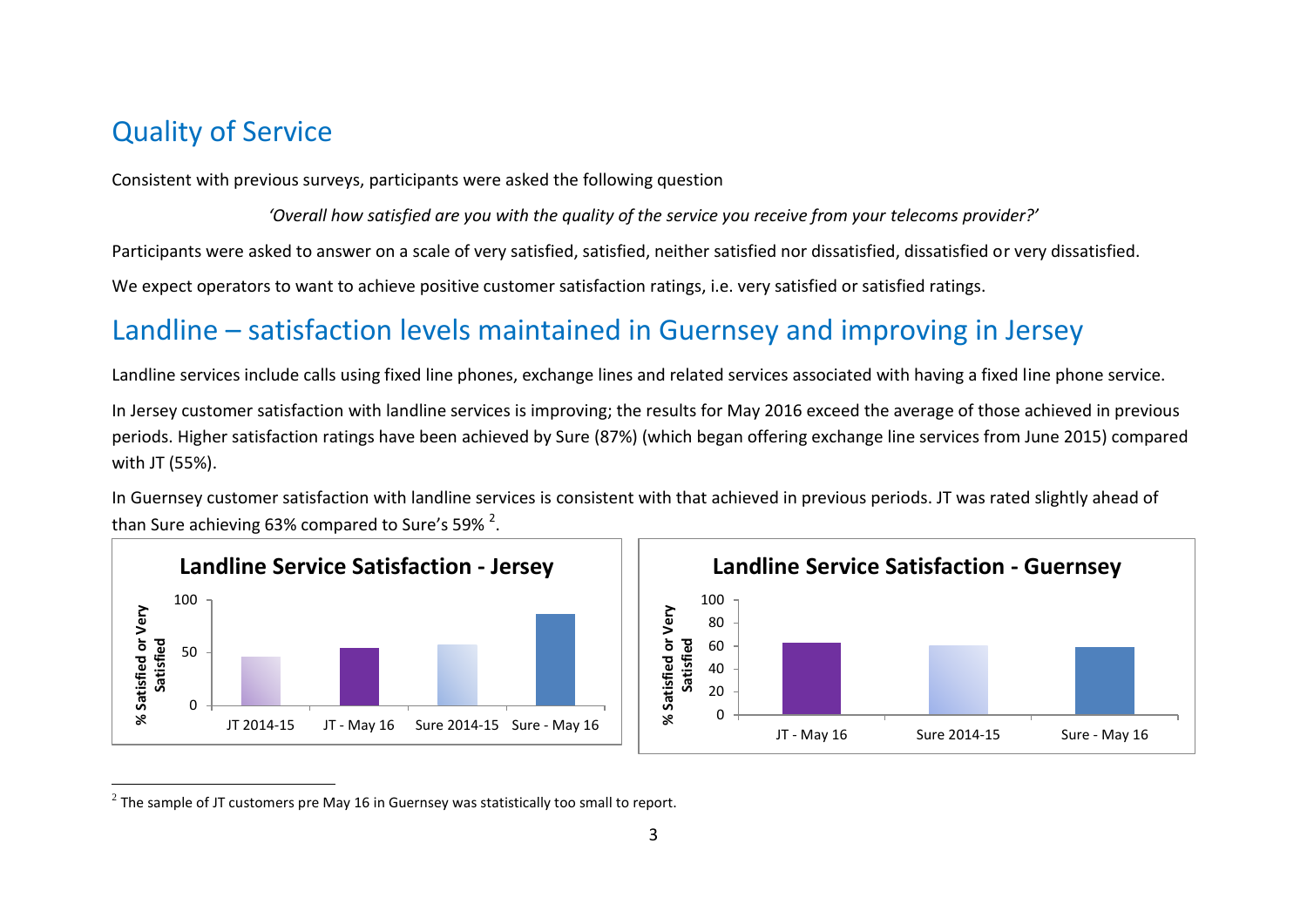# Quality of Service

Consistent with previous surveys, participants were asked the following question

*'Overall how satisfied are you with the quality of the service you receive from your telecoms provider?'*

Participants were asked to answer on a scale of very satisfied, satisfied, neither satisfied nor dissatisfied, dissatisfied or very dissatisfied.

We expect operators to want to achieve positive customer satisfaction ratings, i.e. very satisfied or satisfied ratings.

# Landline – satisfaction levels maintained in Guernsey and improving in Jersey

Landline services include calls using fixed line phones, exchange lines and related services associated with having a fixed line phone service.

In Jersey customer satisfaction with landline services is improving; the results for May 2016 exceed the average of those achieved in previous periods. Higher satisfaction ratings have been achieved by Sure (87%) (which began offering exchange line services from June 2015) compared with JT (55%).

In Guernsey customer satisfaction with landline services is consistent with that achieved in previous periods. JT was rated slightly ahead of than Sure achieving 63% compared to Sure's 59% [2].

**Landline Service Satisfaction - Jersey**

**Landline Service Satisfaction - Guernsey**

[2] The sample of JT customers pre May 16 in Guernsey was statistically too small to report.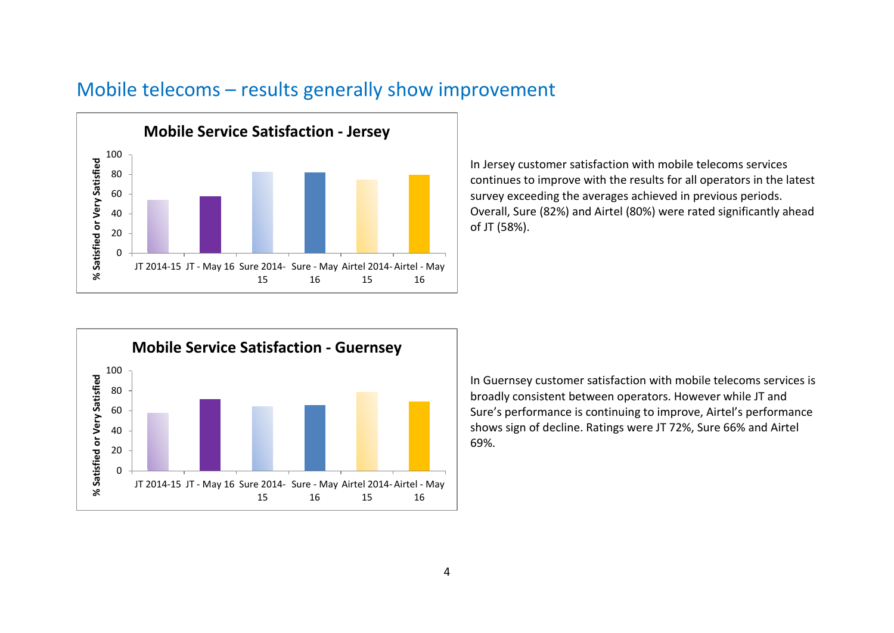## Mobile telecoms – results generally show improvement

**Mobile Service Satisfaction - Jersey**

In Jersey customer satisfaction with mobile telecoms services continues to improve with the results for all operators in the latest survey exceeding the averages achieved in previous periods. Overall, Sure (82%) and Airtel (80%) were rated significantly ahead of JT (58%).

**Mobile Service Satisfaction - Guernsey**

In Guernsey customer satisfaction with mobile telecoms services is broadly consistent between operators. However while JT and Sure's performance is continuing to improve, Airtel's performance shows sign of decline. Ratings were JT 72%, Sure 66% and Airtel 69%.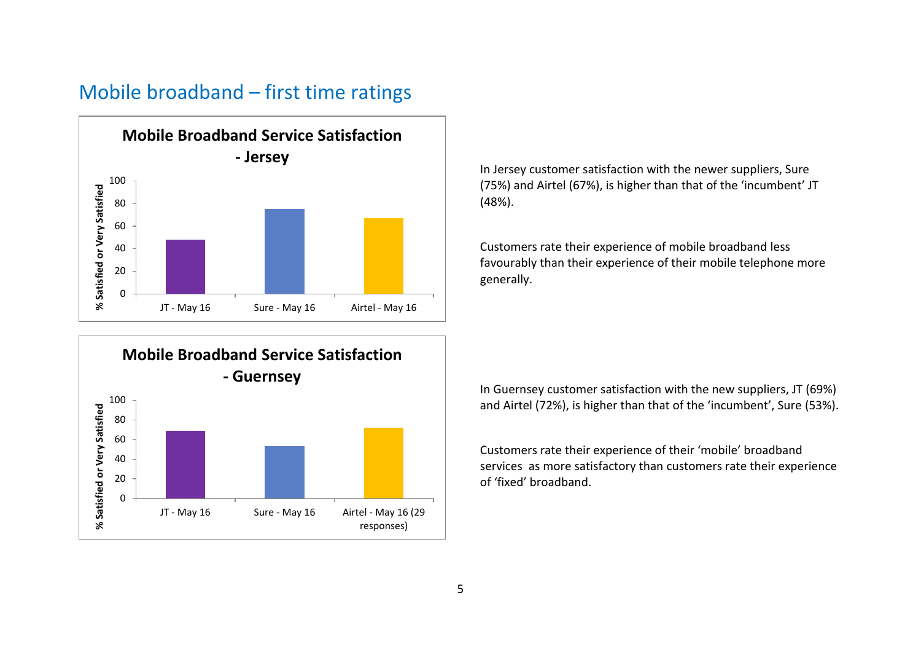# Mobile broadband – first time ratings

**Mobile Broadband Service Satisfaction - Jersey**

| | % Satisfied or Very Satisfied |
|---|---|
| JT - May 16 | 48 |
| Sure - May 16 | 75 |
| Airtel - May 16 | 67 |

In Jersey customer satisfaction with the newer suppliers, Sure (75%) and Airtel (67%), is higher than that of the 'incumbent' JT (48%).

Customers rate their experience of mobile broadband less favourably than their experience of their mobile telephone more generally.

**Mobile Broadband Service Satisfaction - Guernsey**

| | % Satisfied or Very Satisfied |
|---|---|
| JT - May 16 | 69 |
| Sure - May 16 | 53 |
| Airtel - May 16 (29 responses) | 72 |

In Guernsey customer satisfaction with the new suppliers, JT (69%) and Airtel (72%), is higher than that of the 'incumbent', Sure (53%).

Customers rate their experience of their 'mobile' broadband services as more satisfactory than customers rate their experience of 'fixed' broadband.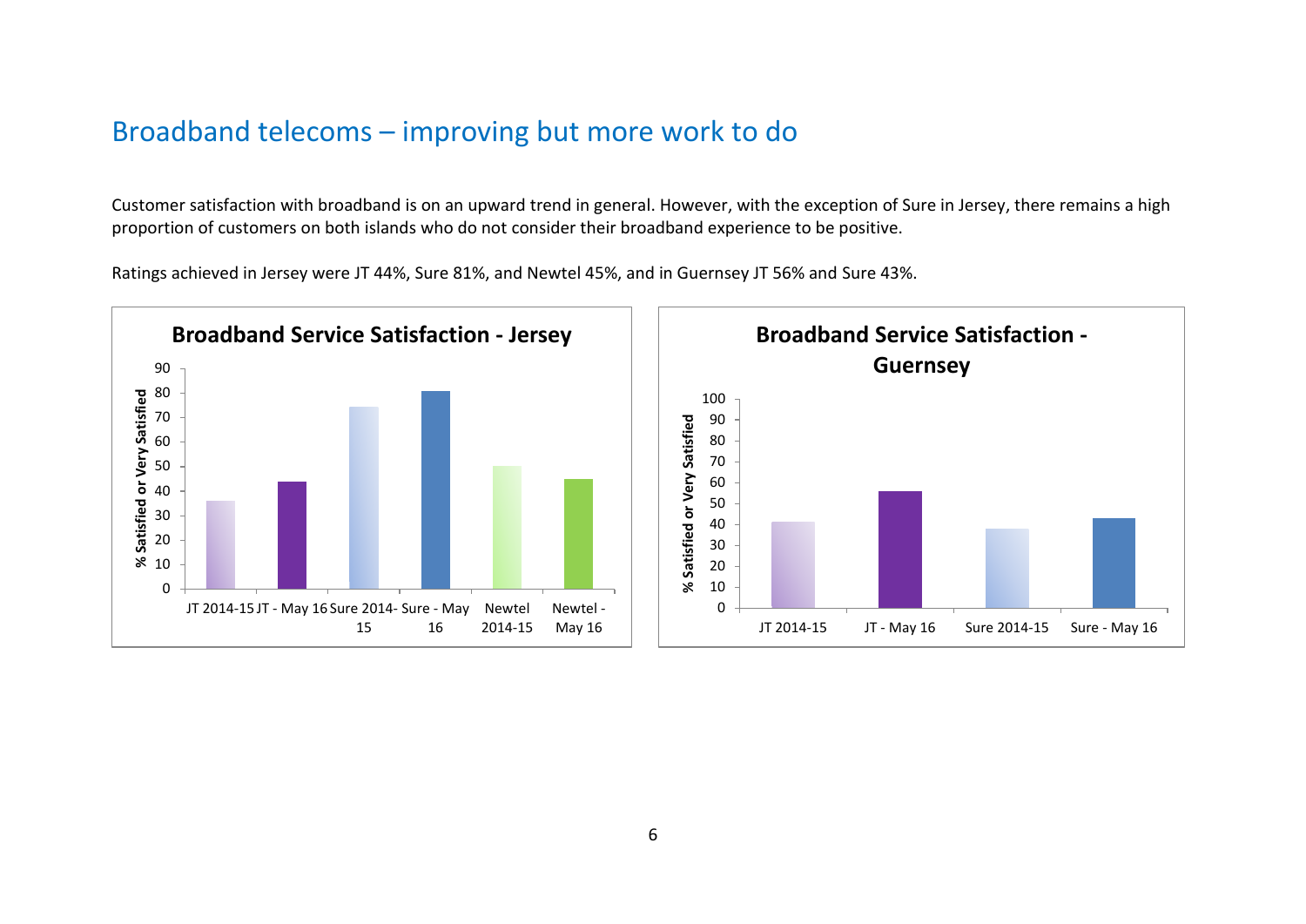## Broadband telecoms – improving but more work to do

Customer satisfaction with broadband is on an upward trend in general. However, with the exception of Sure in Jersey, there remains a high proportion of customers on both islands who do not consider their broadband experience to be positive.

Ratings achieved in Jersey were JT 44%, Sure 81%, and Newtel 45%, and in Guernsey JT 56% and Sure 43%.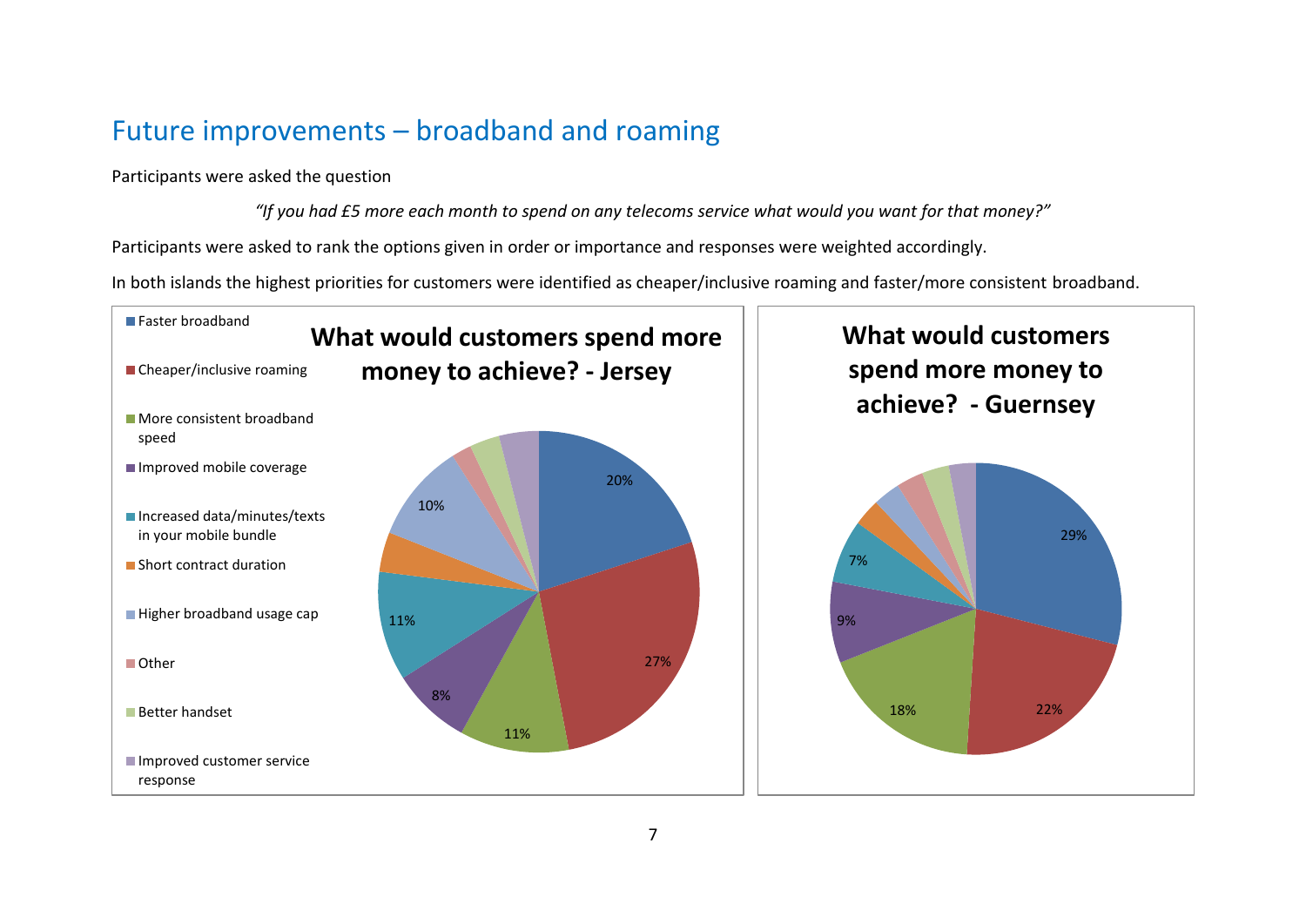## Future improvements – broadband and roaming

Participants were asked the question

*"If you had £5 more each month to spend on any telecoms service what would you want for that money?"*

Participants were asked to rank the options given in order or importance and responses were weighted accordingly.

In both islands the highest priorities for customers were identified as cheaper/inclusive roaming and faster/more consistent broadband.

**What would customers spend more money to achieve? - Jersey**

- Faster broadband
- Cheaper/inclusive roaming
- More consistent broadband speed
- Improved mobile coverage
- Increased data/minutes/texts in your mobile bundle
- Short contract duration
- Higher broadband usage cap
- Other
- Better handset
- Improved customer service response

20%, 27%, 11%, 8%, 11%, 10%

**What would customers spend more money to achieve? - Guernsey**

29%, 22%, 18%, 9%, 7%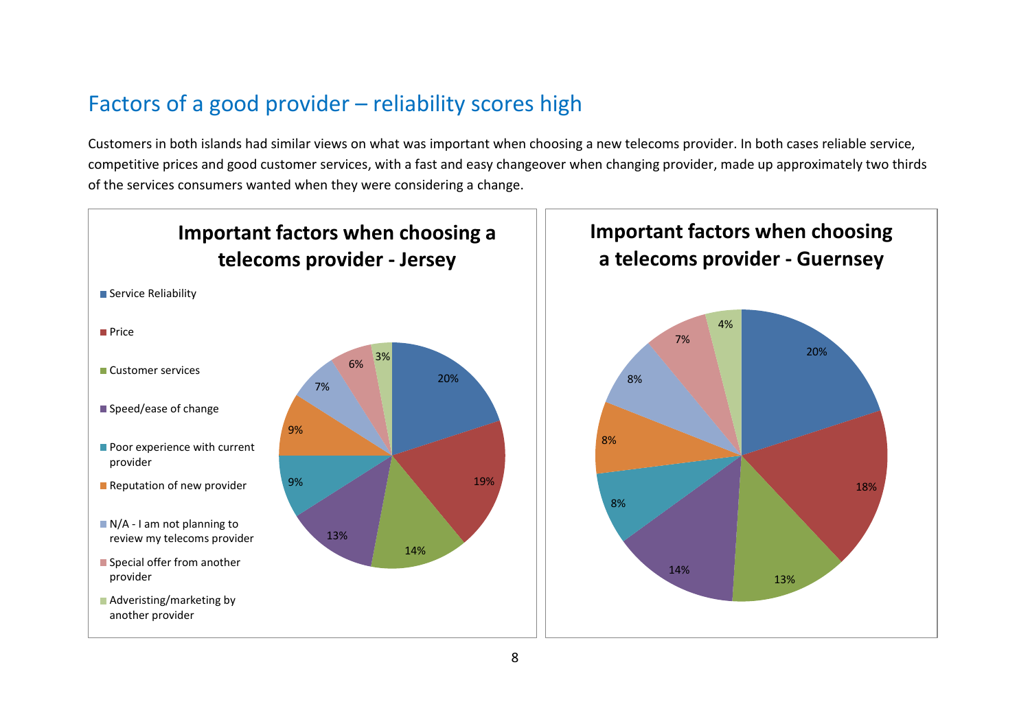## Factors of a good provider – reliability scores high

Customers in both islands had similar views on what was important when choosing a new telecoms provider. In both cases reliable service, competitive prices and good customer services, with a fast and easy changeover when changing provider, made up approximately two thirds of the services consumers wanted when they were considering a change.

**Important factors when choosing a telecoms provider - Jersey**

| Factor | Jersey |
|---|---|
| Service Reliability | 20% |
| Price | 19% |
| Customer services | 14% |
| Speed/ease of change | 13% |
| Poor experience with current provider | 9% |
| Reputation of new provider | 9% |
| N/A - I am not planning to review my telecoms provider | 7% |
| Special offer from another provider | 6% |
| Adverising/marketing by another provider | 3% |

**Important factors when choosing a telecoms provider - Guernsey**

| Factor | Guernsey |
|---|---|
| Service Reliability | 20% |
| Price | 18% |
| Customer services | 13% |
| Speed/ease of change | 14% |
| Poor experience with current provider | 8% |
| Reputation of new provider | 8% |
| N/A - I am not planning to review my telecoms provider | 8% |
| Special offer from another provider | 7% |
| Adverising/marketing by another provider | 4% |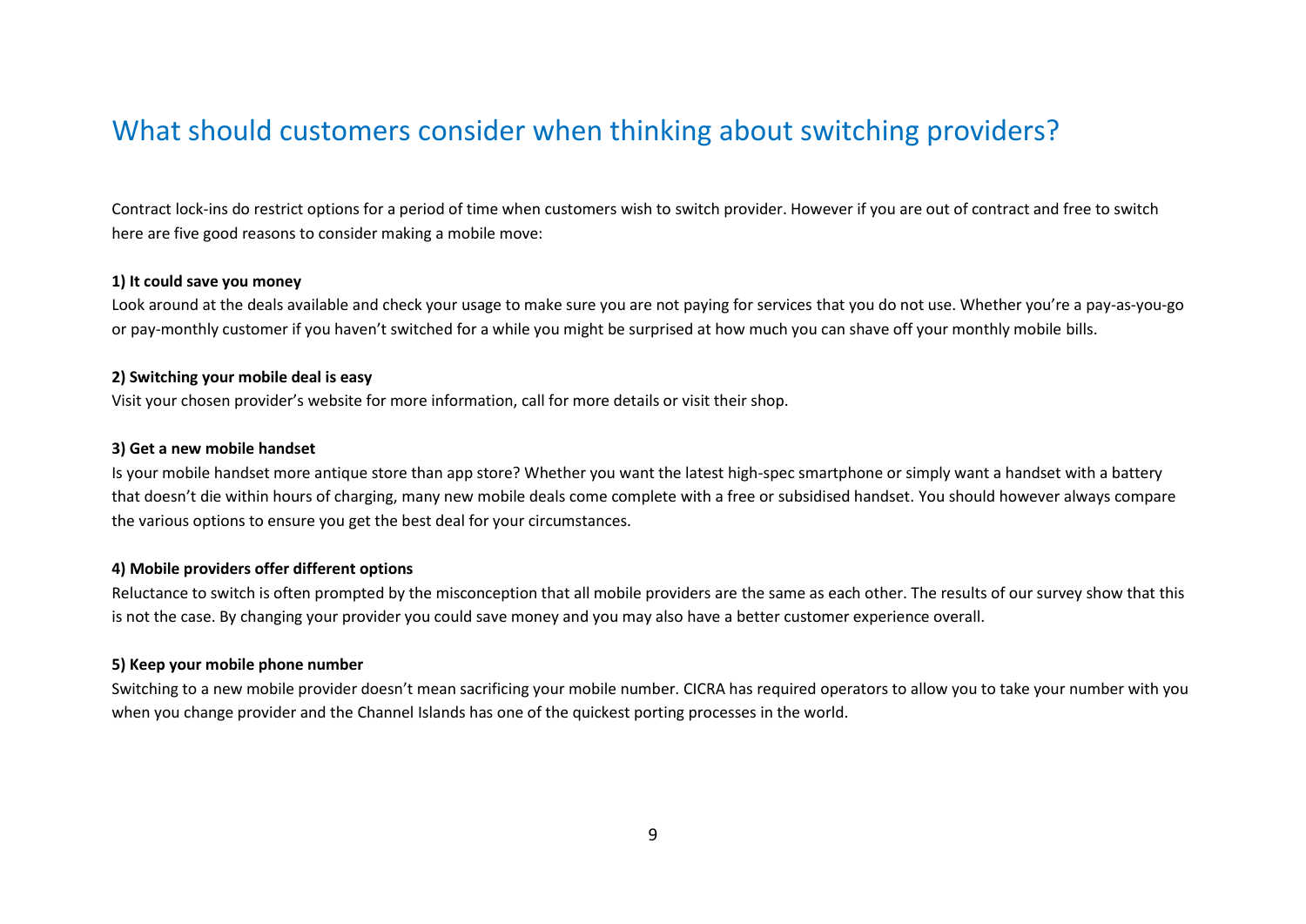## What should customers consider when thinking about switching providers?

Contract lock-ins do restrict options for a period of time when customers wish to switch provider. However if you are out of contract and free to switch here are five good reasons to consider making a mobile move:

**1) It could save you money**

Look around at the deals available and check your usage to make sure you are not paying for services that you do not use. Whether you're a pay-as-you-go or pay-monthly customer if you haven't switched for a while you might be surprised at how much you can shave off your monthly mobile bills.

**2) Switching your mobile deal is easy**

Visit your chosen provider's website for more information, call for more details or visit their shop.

**3) Get a new mobile handset**

Is your mobile handset more antique store than app store? Whether you want the latest high-spec smartphone or simply want a handset with a battery that doesn't die within hours of charging, many new mobile deals come complete with a free or subsidised handset. You should however always compare the various options to ensure you get the best deal for your circumstances.

**4) Mobile providers offer different options**

Reluctance to switch is often prompted by the misconception that all mobile providers are the same as each other. The results of our survey show that this is not the case. By changing your provider you could save money and you may also have a better customer experience overall.

**5) Keep your mobile phone number**

Switching to a new mobile provider doesn't mean sacrificing your mobile number. CICRA has required operators to allow you to take your number with you when you change provider and the Channel Islands has one of the quickest porting processes in the world.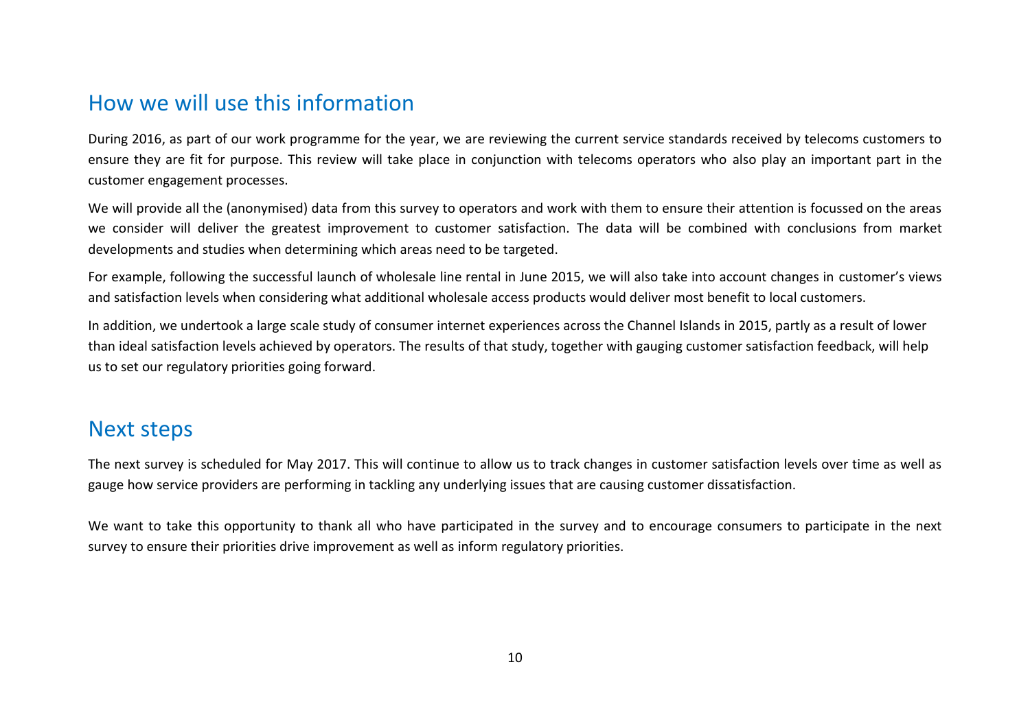## How we will use this information

During 2016, as part of our work programme for the year, we are reviewing the current service standards received by telecoms customers to ensure they are fit for purpose. This review will take place in conjunction with telecoms operators who also play an important part in the customer engagement processes.

We will provide all the (anonymised) data from this survey to operators and work with them to ensure their attention is focussed on the areas we consider will deliver the greatest improvement to customer satisfaction. The data will be combined with conclusions from market developments and studies when determining which areas need to be targeted.

For example, following the successful launch of wholesale line rental in June 2015, we will also take into account changes in customer's views and satisfaction levels when considering what additional wholesale access products would deliver most benefit to local customers.

In addition, we undertook a large scale study of consumer internet experiences across the Channel Islands in 2015, partly as a result of lower than ideal satisfaction levels achieved by operators. The results of that study, together with gauging customer satisfaction feedback, will help us to set our regulatory priorities going forward.

## Next steps

The next survey is scheduled for May 2017. This will continue to allow us to track changes in customer satisfaction levels over time as well as gauge how service providers are performing in tackling any underlying issues that are causing customer dissatisfaction.

We want to take this opportunity to thank all who have participated in the survey and to encourage consumers to participate in the next survey to ensure their priorities drive improvement as well as inform regulatory priorities.